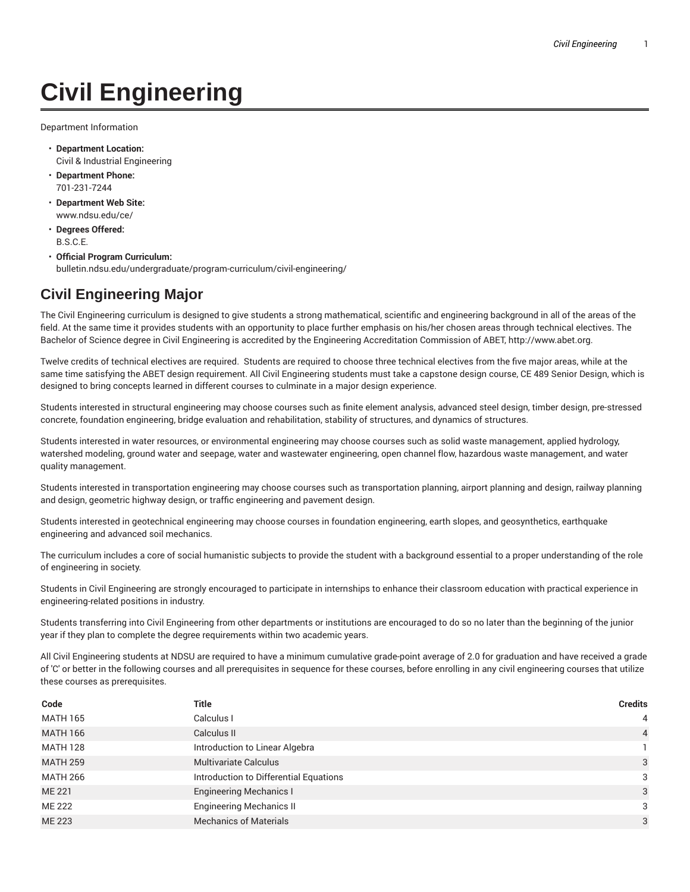# Civil Engineering

Department Information

- **Department Location:**
  Civil & Industrial Engineering
- **Department Phone:**
  701-231-7244
- **Department Web Site:**
  www.ndsu.edu/ce/
- **Degrees Offered:**
  B.S.C.E.
- **Official Program Curriculum:**
  bulletin.ndsu.edu/undergraduate/program-curriculum/civil-engineering/

## Civil Engineering Major

The Civil Engineering curriculum is designed to give students a strong mathematical, scientific and engineering background in all of the areas of the field. At the same time it provides students with an opportunity to place further emphasis on his/her chosen areas through technical electives. The Bachelor of Science degree in Civil Engineering is accredited by the Engineering Accreditation Commission of ABET, http://www.abet.org.

Twelve credits of technical electives are required. Students are required to choose three technical electives from the five major areas, while at the same time satisfying the ABET design requirement. All Civil Engineering students must take a capstone design course, CE 489 Senior Design, which is designed to bring concepts learned in different courses to culminate in a major design experience.

Students interested in structural engineering may choose courses such as finite element analysis, advanced steel design, timber design, pre-stressed concrete, foundation engineering, bridge evaluation and rehabilitation, stability of structures, and dynamics of structures.

Students interested in water resources, or environmental engineering may choose courses such as solid waste management, applied hydrology, watershed modeling, ground water and seepage, water and wastewater engineering, open channel flow, hazardous waste management, and water quality management.

Students interested in transportation engineering may choose courses such as transportation planning, airport planning and design, railway planning and design, geometric highway design, or traffic engineering and pavement design.

Students interested in geotechnical engineering may choose courses in foundation engineering, earth slopes, and geosynthetics, earthquake engineering and advanced soil mechanics.

The curriculum includes a core of social humanistic subjects to provide the student with a background essential to a proper understanding of the role of engineering in society.

Students in Civil Engineering are strongly encouraged to participate in internships to enhance their classroom education with practical experience in engineering-related positions in industry.

Students transferring into Civil Engineering from other departments or institutions are encouraged to do so no later than the beginning of the junior year if they plan to complete the degree requirements within two academic years.

All Civil Engineering students at NDSU are required to have a minimum cumulative grade-point average of 2.0 for graduation and have received a grade of 'C' or better in the following courses and all prerequisites in sequence for these courses, before enrolling in any civil engineering courses that utilize these courses as prerequisites.

| Code | Title | Credits |
|---|---|---|
| MATH 165 | Calculus I | 4 |
| MATH 166 | Calculus II | 4 |
| MATH 128 | Introduction to Linear Algebra | 1 |
| MATH 259 | Multivariate Calculus | 3 |
| MATH 266 | Introduction to Differential Equations | 3 |
| ME 221 | Engineering Mechanics I | 3 |
| ME 222 | Engineering Mechanics II | 3 |
| ME 223 | Mechanics of Materials | 3 |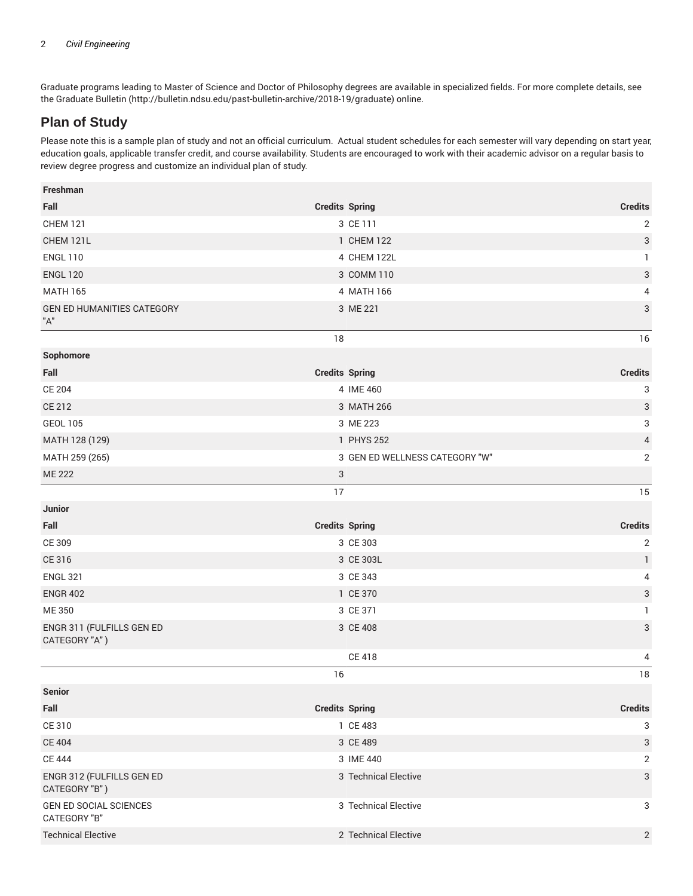Graduate programs leading to Master of Science and Doctor of Philosophy degrees are available in specialized fields. For more complete details, see the Graduate Bulletin (http://bulletin.ndsu.edu/past-bulletin-archive/2018-19/graduate) online.

## Plan of Study

Please note this is a sample plan of study and not an official curriculum. Actual student schedules for each semester will vary depending on start year, education goals, applicable transfer credit, and course availability. Students are encouraged to work with their academic advisor on a regular basis to review degree progress and customize an individual plan of study.

| Freshman | | | |
|---|---|---|---|
| **Fall** | **Credits** | **Spring** | **Credits** |
| CHEM 121 | 3 | CE 111 | 2 |
| CHEM 121L | 1 | CHEM 122 | 3 |
| ENGL 110 | 4 | CHEM 122L | 1 |
| ENGL 120 | 3 | COMM 110 | 3 |
| MATH 165 | 4 | MATH 166 | 4 |
| GEN ED HUMANITIES CATEGORY "A" | 3 | ME 221 | 3 |
| | 18 | | 16 |
| **Sophomore** | | | |
| **Fall** | **Credits** | **Spring** | **Credits** |
| CE 204 | 4 | IME 460 | 3 |
| CE 212 | 3 | MATH 266 | 3 |
| GEOL 105 | 3 | ME 223 | 3 |
| MATH 128 (129) | 1 | PHYS 252 | 4 |
| MATH 259 (265) | 3 | GEN ED WELLNESS CATEGORY "W" | 2 |
| ME 222 | 3 | | |
| | 17 | | 15 |
| **Junior** | | | |
| **Fall** | **Credits** | **Spring** | **Credits** |
| CE 309 | 3 | CE 303 | 2 |
| CE 316 | 3 | CE 303L | 1 |
| ENGL 321 | 3 | CE 343 | 4 |
| ENGR 402 | 1 | CE 370 | 3 |
| ME 350 | 3 | CE 371 | 1 |
| ENGR 311 (FULFILLS GEN ED CATEGORY "A" ) | 3 | CE 408 | 3 |
| | | CE 418 | 4 |
| | 16 | | 18 |
| **Senior** | | | |
| **Fall** | **Credits** | **Spring** | **Credits** |
| CE 310 | 1 | CE 483 | 3 |
| CE 404 | 3 | CE 489 | 3 |
| CE 444 | 3 | IME 440 | 2 |
| ENGR 312 (FULFILLS GEN ED CATEGORY "B" ) | 3 | Technical Elective | 3 |
| GEN ED SOCIAL SCIENCES CATEGORY "B" | 3 | Technical Elective | 3 |
| Technical Elective | 2 | Technical Elective | 2 |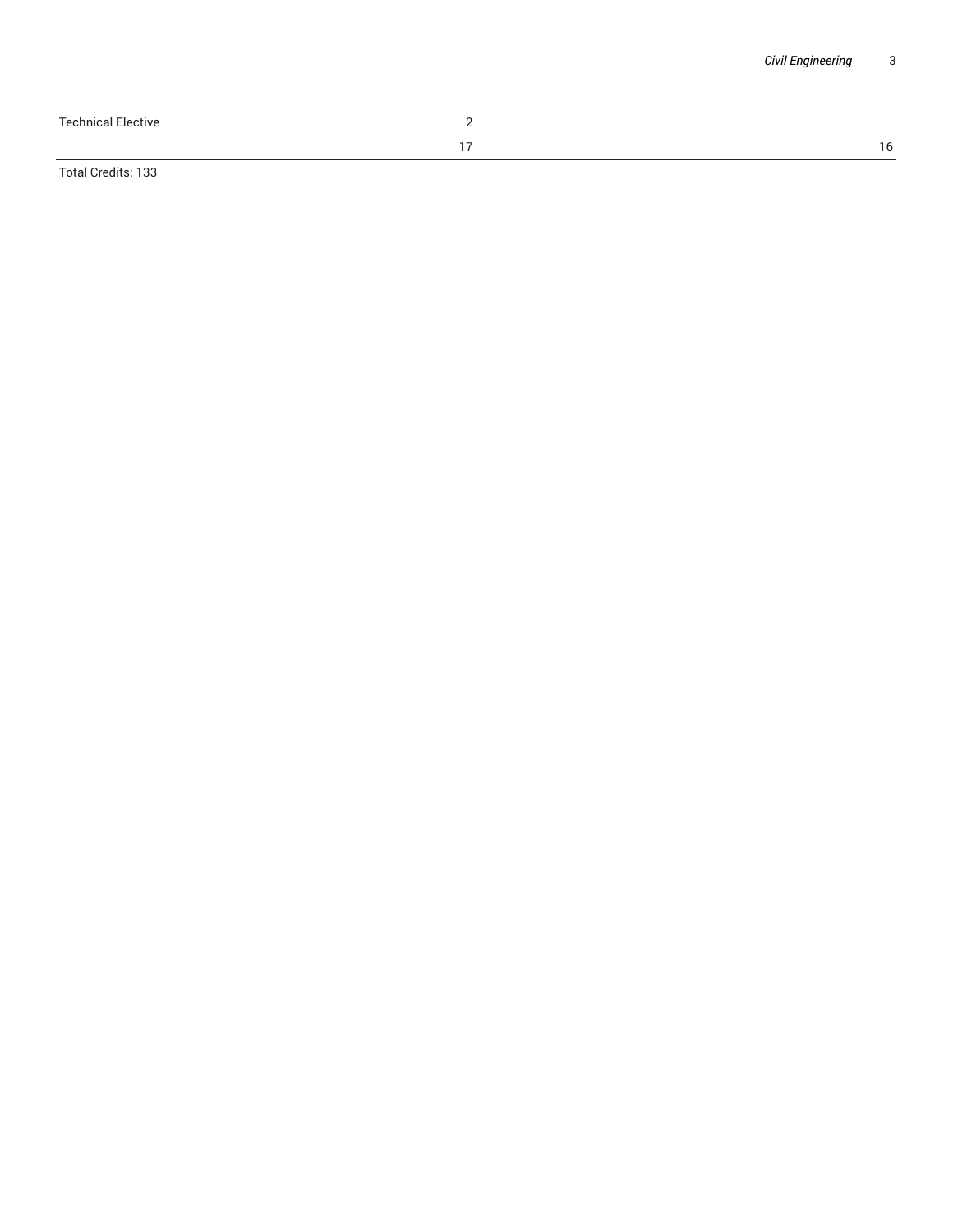| | | |
|---|---|---|
| Technical Elective | 2 | |
| | 17 | 16 |

Total Credits: 133